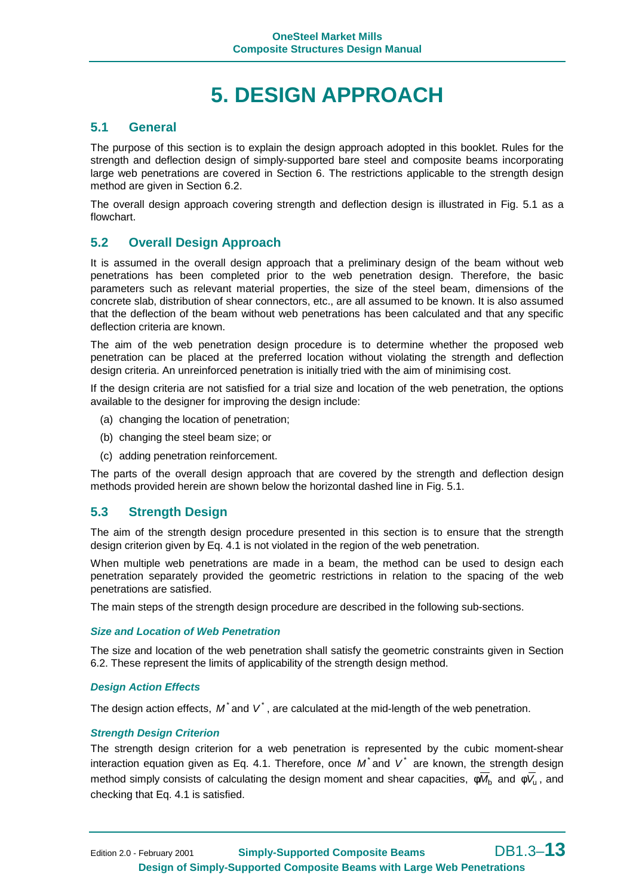# 5. DESIGN APPROACH

## 5.1 General

The purpose of this section is to explain the design approach adopted in this booklet. Rules for the strength and deflection design of simply-supported bare steel and composite beams incorporating large web penetrations are covered in Section 6. The restrictions applicable to the strength design method are given in Section 6.2.

The overall design approach covering strength and deflection design is illustrated in Fig. 5.1 as a flowchart.

## 5.2 Overall Design Approach

It is assumed in the overall design approach that a preliminary design of the beam without web penetrations has been completed prior to the web penetration design. Therefore, the basic parameters such as relevant material properties, the size of the steel beam, dimensions of the concrete slab, distribution of shear connectors, etc., are all assumed to be known. It is also assumed that the deflection of the beam without web penetrations has been calculated and that any specific deflection criteria are known.

The aim of the web penetration design procedure is to determine whether the proposed web penetration can be placed at the preferred location without violating the strength and deflection design criteria. An unreinforced penetration is initially tried with the aim of minimising cost.

If the design criteria are not satisfied for a trial size and location of the web penetration, the options available to the designer for improving the design include:

(a) changing the location of penetration;

(b) changing the steel beam size; or

(c) adding penetration reinforcement.

The parts of the overall design approach that are covered by the strength and deflection design methods provided herein are shown below the horizontal dashed line in Fig. 5.1.

## 5.3 Strength Design

The aim of the strength design procedure presented in this section is to ensure that the strength design criterion given by Eq. 4.1 is not violated in the region of the web penetration.

When multiple web penetrations are made in a beam, the method can be used to design each penetration separately provided the geometric restrictions in relation to the spacing of the web penetrations are satisfied.

The main steps of the strength design procedure are described in the following sub-sections.

### *Size and Location of Web Penetration*

The size and location of the web penetration shall satisfy the geometric constraints given in Section 6.2. These represent the limits of applicability of the strength design method.

### *Design Action Effects*

The design action effects, $M^*$ and $V^*$, are calculated at the mid-length of the web penetration.

### *Strength Design Criterion*

The strength design criterion for a web penetration is represented by the cubic moment-shear interaction equation given as Eq. 4.1. Therefore, once $M^*$ and $V^*$ are known, the strength design method simply consists of calculating the design moment and shear capacities, $\phi\overline{M}_b$ and $\phi\overline{V}_u$, and checking that Eq. 4.1 is satisfied.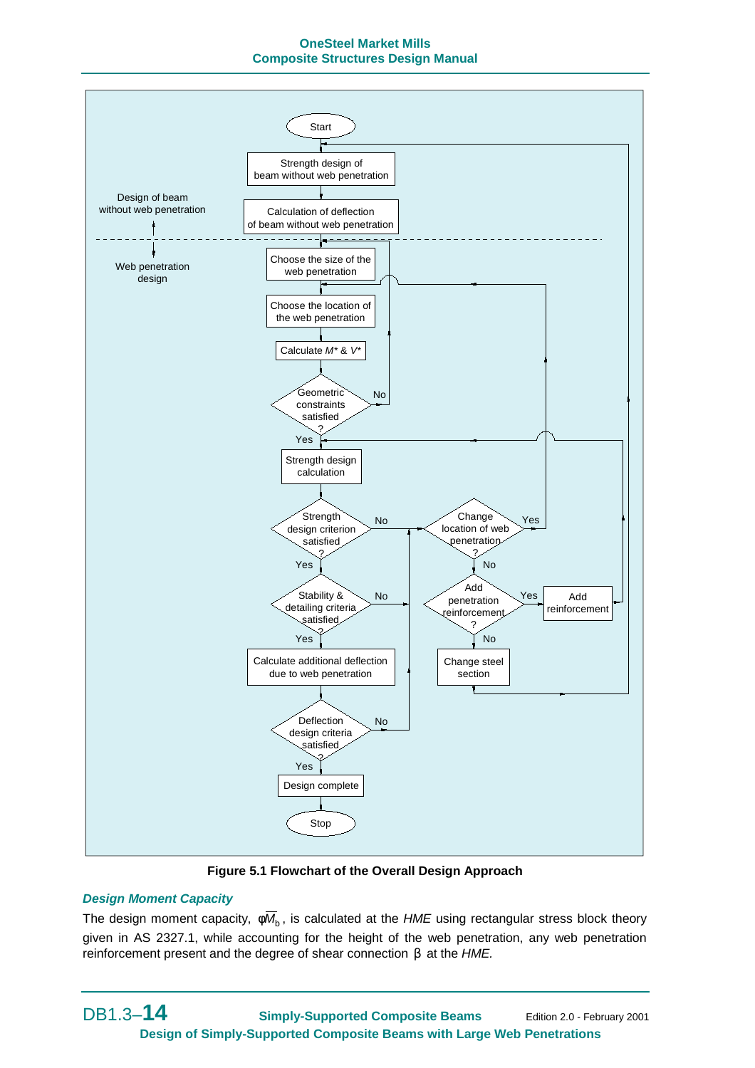Design of beam without web penetration

- Start
- Strength design of beam without web penetration
- Calculation of deflection of beam without web penetration

Web penetration design

- Choose the size of the web penetration
- Choose the location of the web penetration
- Calculate $M^*$ & $V^*$
- Geometric constraints satisfied? (No → Choose the size of the web penetration; Yes → continue)
- Strength design calculation
- Strength design criterion satisfied? (No → Change location of web penetration?; Yes → continue)
- Stability & detailing criteria satisfied? (No → Change location of web penetration?; Yes → continue)
- Calculate additional deflection due to web penetration
- Deflection design criteria satisfied? (No → Change location of web penetration?; Yes → continue)
- Design complete
- Stop

Change location of web penetration? (Yes → Choose the location of the web penetration; No → Add penetration reinforcement?)

Add penetration reinforcement? (Yes → Add reinforcement → Strength design calculation; No → Change steel section → Strength design of beam without web penetration)

**Figure 5.1 Flowchart of the Overall Design Approach**

### *Design Moment Capacity*

The design moment capacity, $\phi \overline{M}_b$, is calculated at the *HME* using rectangular stress block theory given in AS 2327.1, while accounting for the height of the web penetration, any web penetration reinforcement present and the degree of shear connection $\beta$ at the *HME.*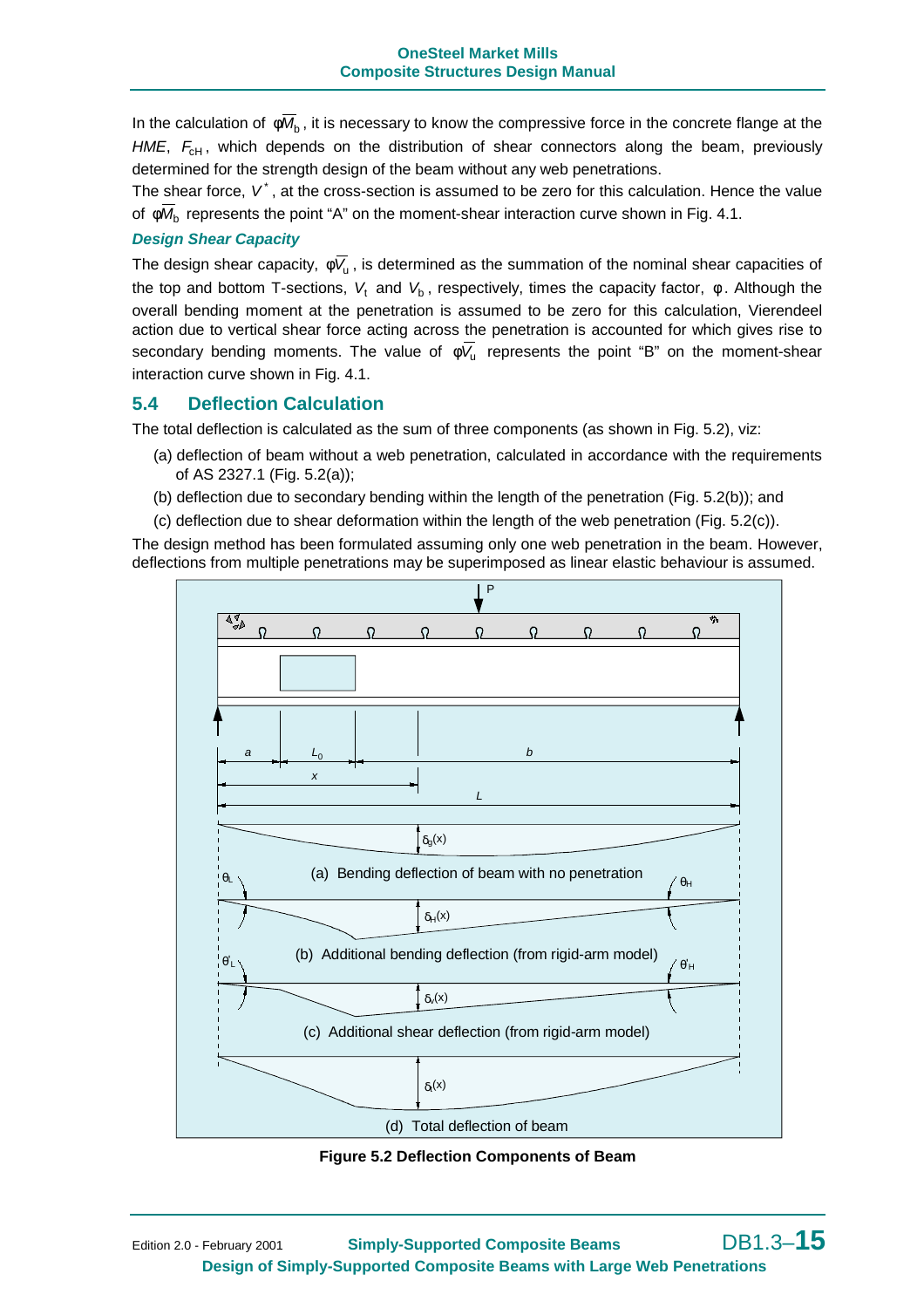In the calculation of $\phi\overline{M}_b$, it is necessary to know the compressive force in the concrete flange at the *HME*, $F_{cH}$, which depends on the distribution of shear connectors along the beam, previously determined for the strength design of the beam without any web penetrations.

The shear force, $V^*$, at the cross-section is assumed to be zero for this calculation. Hence the value of $\phi\overline{M}_b$ represents the point "A" on the moment-shear interaction curve shown in Fig. 4.1.

***Design Shear Capacity***

The design shear capacity, $\phi\overline{V}_u$, is determined as the summation of the nominal shear capacities of the top and bottom T-sections, $V_t$ and $V_b$, respectively, times the capacity factor, $\phi$. Although the overall bending moment at the penetration is assumed to be zero for this calculation, Vierendeel action due to vertical shear force acting across the penetration is accounted for which gives rise to secondary bending moments. The value of $\phi\overline{V}_u$ represents the point "B" on the moment-shear interaction curve shown in Fig. 4.1.

## 5.4 Deflection Calculation

The total deflection is calculated as the sum of three components (as shown in Fig. 5.2), viz:

(a) deflection of beam without a web penetration, calculated in accordance with the requirements of AS 2327.1 (Fig. 5.2(a));

(b) deflection due to secondary bending within the length of the penetration (Fig. 5.2(b)); and

(c) deflection due to shear deformation within the length of the web penetration (Fig. 5.2(c)).

The design method has been formulated assuming only one web penetration in the beam. However, deflections from multiple penetrations may be superimposed as linear elastic behaviour is assumed.

**Figure 5.2 Deflection Components of Beam**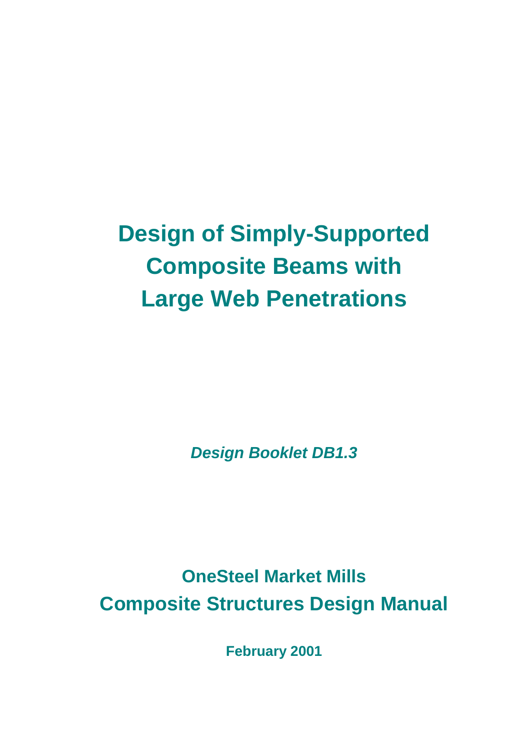# Design of Simply-Supported Composite Beams with Large Web Penetrations

*Design Booklet DB1.3*

**OneSteel Market Mills**

**Composite Structures Design Manual**

**February 2001**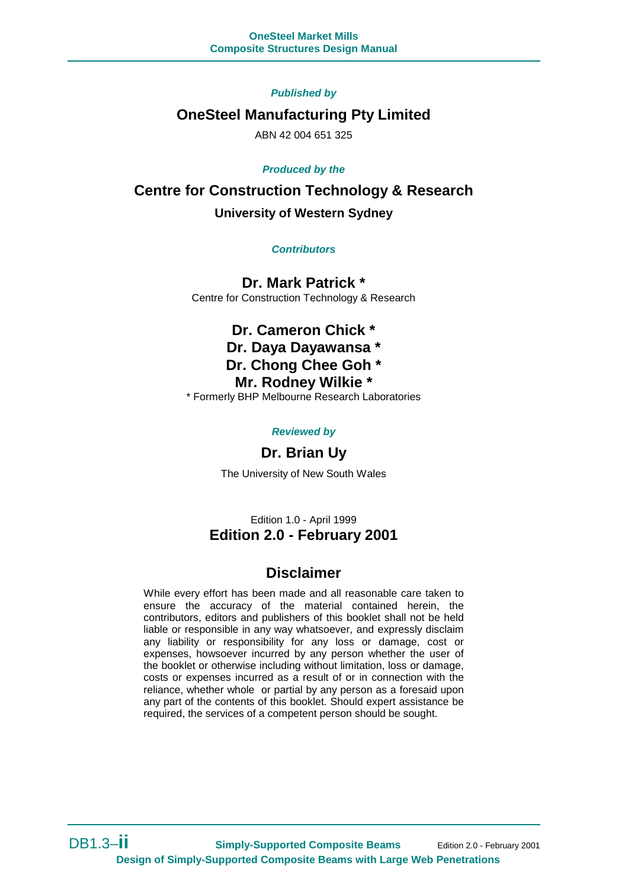***Published by***

## OneSteel Manufacturing Pty Limited

ABN 42 004 651 325

***Produced by the***

## Centre for Construction Technology & Research

### University of Western Sydney

***Contributors***

**Dr. Mark Patrick ***

Centre for Construction Technology & Research

**Dr. Cameron Chick ***
**Dr. Daya Dayawansa ***
**Dr. Chong Chee Goh ***
**Mr. Rodney Wilkie ***

* Formerly BHP Melbourne Research Laboratories

***Reviewed by***

**Dr. Brian Uy**

The University of New South Wales

Edition 1.0 - April 1999

**Edition 2.0 - February 2001**

## Disclaimer

While every effort has been made and all reasonable care taken to ensure the accuracy of the material contained herein, the contributors, editors and publishers of this booklet shall not be held liable or responsible in any way whatsoever, and expressly disclaim any liability or responsibility for any loss or damage, cost or expenses, howsoever incurred by any person whether the user of the booklet or otherwise including without limitation, loss or damage, costs or expenses incurred as a result of or in connection with the reliance, whether whole or partial by any person as a foresaid upon any part of the contents of this booklet. Should expert assistance be required, the services of a competent person should be sought.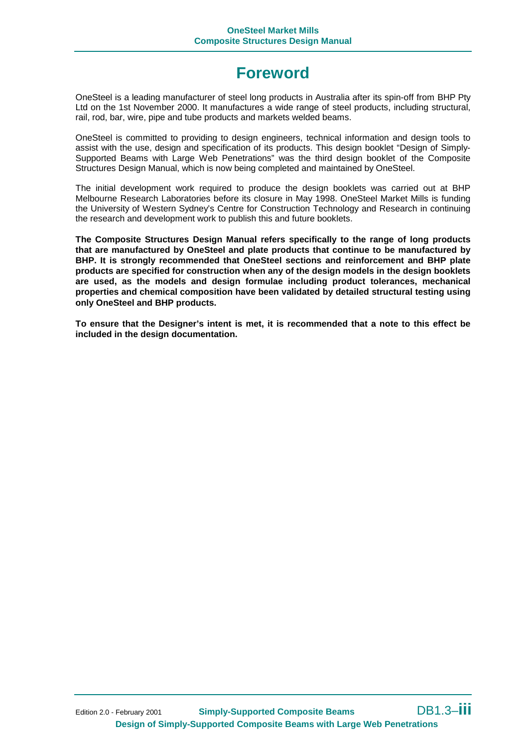# Foreword

OneSteel is a leading manufacturer of steel long products in Australia after its spin-off from BHP Pty Ltd on the 1st November 2000. It manufactures a wide range of steel products, including structural, rail, rod, bar, wire, pipe and tube products and markets welded beams.

OneSteel is committed to providing to design engineers, technical information and design tools to assist with the use, design and specification of its products. This design booklet "Design of Simply-Supported Beams with Large Web Penetrations" was the third design booklet of the Composite Structures Design Manual, which is now being completed and maintained by OneSteel.

The initial development work required to produce the design booklets was carried out at BHP Melbourne Research Laboratories before its closure in May 1998. OneSteel Market Mills is funding the University of Western Sydney's Centre for Construction Technology and Research in continuing the research and development work to publish this and future booklets.

**The Composite Structures Design Manual refers specifically to the range of long products that are manufactured by OneSteel and plate products that continue to be manufactured by BHP. It is strongly recommended that OneSteel sections and reinforcement and BHP plate products are specified for construction when any of the design models in the design booklets are used, as the models and design formulae including product tolerances, mechanical properties and chemical composition have been validated by detailed structural testing using only OneSteel and BHP products.**

**To ensure that the Designer's intent is met, it is recommended that a note to this effect be included in the design documentation.**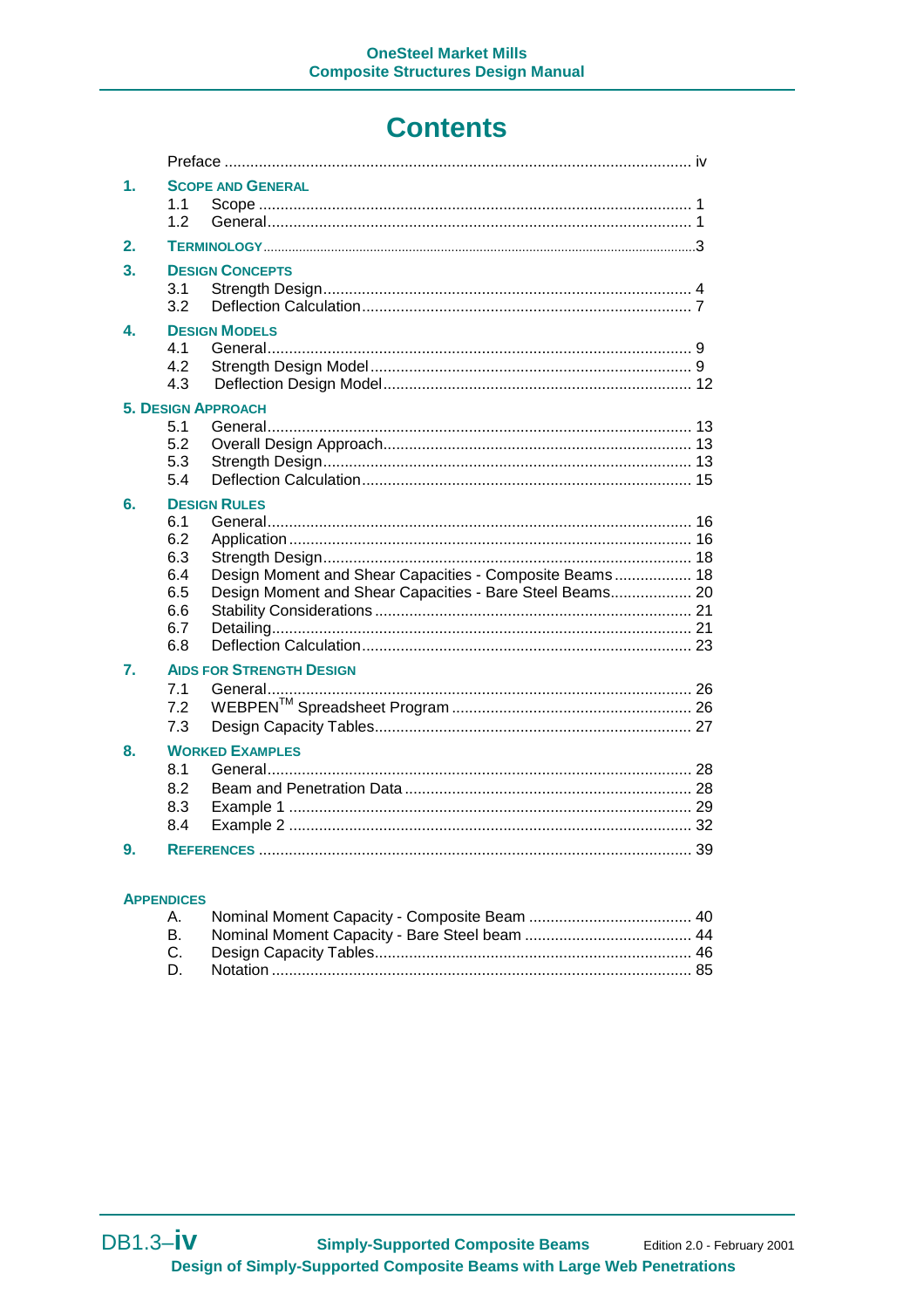# Contents

Preface ............................................................................................................ iv

**1. SCOPE AND GENERAL**

- 1.1 Scope .................................................................................................... 1
- 1.2 General.................................................................................................. 1

**2. TERMINOLOGY** ........................................................................................................3

**3. DESIGN CONCEPTS**

- 3.1 Strength Design...................................................................................... 4
- 3.2 Deflection Calculation............................................................................. 7

**4. DESIGN MODELS**

- 4.1 General................................................................................................... 9
- 4.2 Strength Design Model........................................................................... 9
- 4.3 Deflection Design Model........................................................................ 12

**5. DESIGN APPROACH**

- 5.1 General.................................................................................................. 13
- 5.2 Overall Design Approach....................................................................... 13
- 5.3 Strength Design..................................................................................... 13
- 5.4 Deflection Calculation............................................................................ 15

**6. DESIGN RULES**

- 6.1 General.................................................................................................. 16
- 6.2 Application............................................................................................. 16
- 6.3 Strength Design..................................................................................... 18
- 6.4 Design Moment and Shear Capacities - Composite Beams.................. 18
- 6.5 Design Moment and Shear Capacities - Bare Steel Beams................... 20
- 6.6 Stability Considerations......................................................................... 21
- 6.7 Detailing................................................................................................. 21
- 6.8 Deflection Calculation............................................................................ 23

**7. AIDS FOR STRENGTH DESIGN**

- 7.1 General.................................................................................................. 26
- 7.2 WEBPEN™ Spreadsheet Program........................................................ 26
- 7.3 Design Capacity Tables......................................................................... 27

**8. WORKED EXAMPLES**

- 8.1 General.................................................................................................. 28
- 8.2 Beam and Penetration Data.................................................................. 28
- 8.3 Example 1 ............................................................................................. 29
- 8.4 Example 2 ............................................................................................. 32

**9. REFERENCES** .................................................................................................... 39

**APPENDICES**

- A. Nominal Moment Capacity - Composite Beam ...................................... 40
- B. Nominal Moment Capacity - Bare Steel beam ....................................... 44
- C. Design Capacity Tables......................................................................... 46
- D. Notation ................................................................................................. 85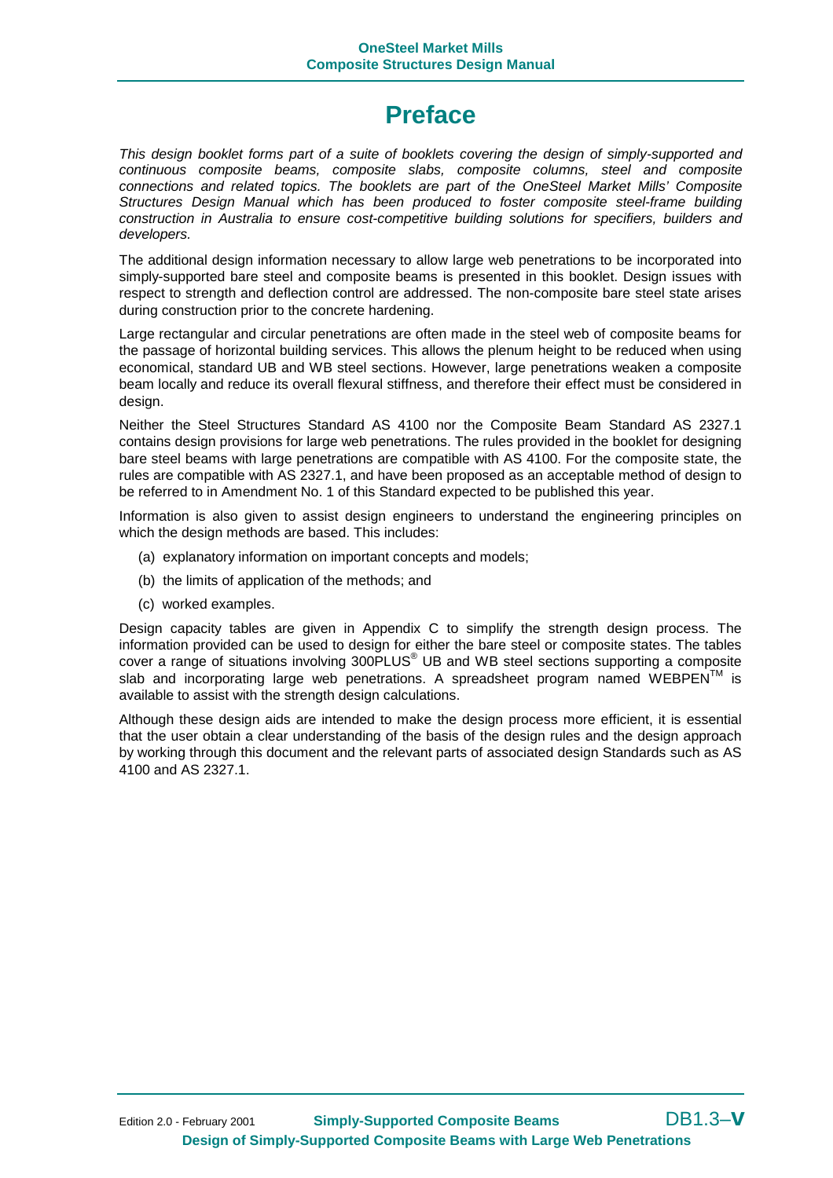# Preface

*This design booklet forms part of a suite of booklets covering the design of simply-supported and continuous composite beams, composite slabs, composite columns, steel and composite connections and related topics. The booklets are part of the OneSteel Market Mills' Composite Structures Design Manual which has been produced to foster composite steel-frame building construction in Australia to ensure cost-competitive building solutions for specifiers, builders and developers.*

The additional design information necessary to allow large web penetrations to be incorporated into simply-supported bare steel and composite beams is presented in this booklet. Design issues with respect to strength and deflection control are addressed. The non-composite bare steel state arises during construction prior to the concrete hardening.

Large rectangular and circular penetrations are often made in the steel web of composite beams for the passage of horizontal building services. This allows the plenum height to be reduced when using economical, standard UB and WB steel sections. However, large penetrations weaken a composite beam locally and reduce its overall flexural stiffness, and therefore their effect must be considered in design.

Neither the Steel Structures Standard AS 4100 nor the Composite Beam Standard AS 2327.1 contains design provisions for large web penetrations. The rules provided in the booklet for designing bare steel beams with large penetrations are compatible with AS 4100. For the composite state, the rules are compatible with AS 2327.1, and have been proposed as an acceptable method of design to be referred to in Amendment No. 1 of this Standard expected to be published this year.

Information is also given to assist design engineers to understand the engineering principles on which the design methods are based. This includes:

(a) explanatory information on important concepts and models;

(b) the limits of application of the methods; and

(c) worked examples.

Design capacity tables are given in Appendix C to simplify the strength design process. The information provided can be used to design for either the bare steel or composite states. The tables cover a range of situations involving 300PLUS® UB and WB steel sections supporting a composite slab and incorporating large web penetrations. A spreadsheet program named WEBPEN™ is available to assist with the strength design calculations.

Although these design aids are intended to make the design process more efficient, it is essential that the user obtain a clear understanding of the basis of the design rules and the design approach by working through this document and the relevant parts of associated design Standards such as AS 4100 and AS 2327.1.